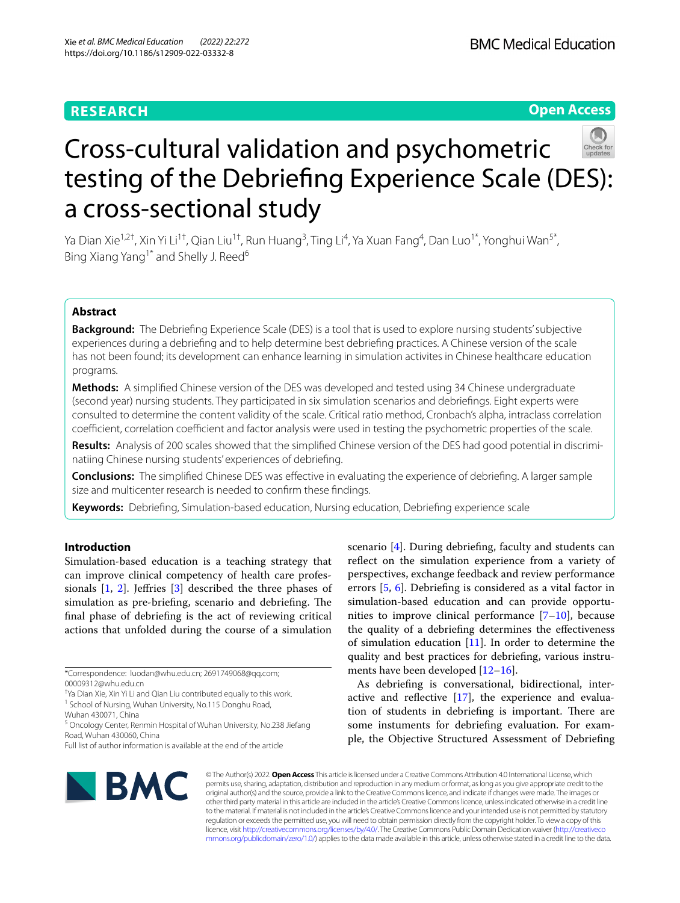RESEARCH

Open Access

# Cross-cultural validation and psychometric testing of the Debriefing Experience Scale (DES): a cross-sectional study

Ya Dian Xie[1,2†], Xin Yi Li[1†], Qian Liu[1†], Run Huang[3], Ting Li[4], Ya Xuan Fang[4], Dan Luo[1*], Yonghui Wan[5*], Bing Xiang Yang[1*] and Shelly J. Reed[6]

## Abstract

**Background:** The Debriefing Experience Scale (DES) is a tool that is used to explore nursing students' subjective experiences during a debriefing and to help determine best debriefing practices. A Chinese version of the scale has not been found; its development can enhance learning in simulation activites in Chinese healthcare education programs.

**Methods:** A simplified Chinese version of the DES was developed and tested using 34 Chinese undergraduate (second year) nursing students. They participated in six simulation scenarios and debriefings. Eight experts were consulted to determine the content validity of the scale. Critical ratio method, Cronbach's alpha, intraclass correlation coefficient, correlation coefficient and factor analysis were used in testing the psychometric properties of the scale.

**Results:** Analysis of 200 scales showed that the simplified Chinese version of the DES had good potential in discriminatiing Chinese nursing students' experiences of debriefing.

**Conclusions:** The simplified Chinese DES was effective in evaluating the experience of debriefing. A larger sample size and multicenter research is needed to confirm these findings.

**Keywords:** Debriefing, Simulation-based education, Nursing education, Debriefing experience scale

## Introduction

Simulation-based education is a teaching strategy that can improve clinical competency of health care professionals [1, 2]. Jeffries [3] described the three phases of simulation as pre-briefing, scenario and debriefing. The final phase of debriefing is the act of reviewing critical actions that unfolded during the course of a simulation scenario [4]. During debriefing, faculty and students can reflect on the simulation experience from a variety of perspectives, exchange feedback and review performance errors [5, 6]. Debriefing is considered as a vital factor in simulation-based education and can provide opportunities to improve clinical performance [7–10], because the quality of a debriefing determines the effectiveness of simulation education [11]. In order to determine the quality and best practices for debriefing, various instruments have been developed [12–16].

As debriefing is conversational, bidirectional, interactive and reflective [17], the experience and evaluation of students in debriefing is important. There are some instuments for debriefing evaluation. For example, the Objective Structured Assessment of Debriefing

*Correspondence: luodan@whu.edu.cn; 2691749068@qq.com; 00009312@whu.edu.cn

†Ya Dian Xie, Xin Yi Li and Qian Liu contributed equally to this work.

[1] School of Nursing, Wuhan University, No.115 Donghu Road, Wuhan 430071, China

[5] Oncology Center, Renmin Hospital of Wuhan University, No.238 Jiefang Road, Wuhan 430060, China

Full list of author information is available at the end of the article

© The Author(s) 2022. **Open Access** This article is licensed under a Creative Commons Attribution 4.0 International License, which permits use, sharing, adaptation, distribution and reproduction in any medium or format, as long as you give appropriate credit to the original author(s) and the source, provide a link to the Creative Commons licence, and indicate if changes were made. The images or other third party material in this article are included in the article's Creative Commons licence, unless indicated otherwise in a credit line to the material. If material is not included in the article's Creative Commons licence and your intended use is not permitted by statutory regulation or exceeds the permitted use, you will need to obtain permission directly from the copyright holder. To view a copy of this licence, visit http://creativecommons.org/licenses/by/4.0/. The Creative Commons Public Domain Dedication waiver (http://creativecommons.org/publicdomain/zero/1.0/) applies to the data made available in this article, unless otherwise stated in a credit line to the data.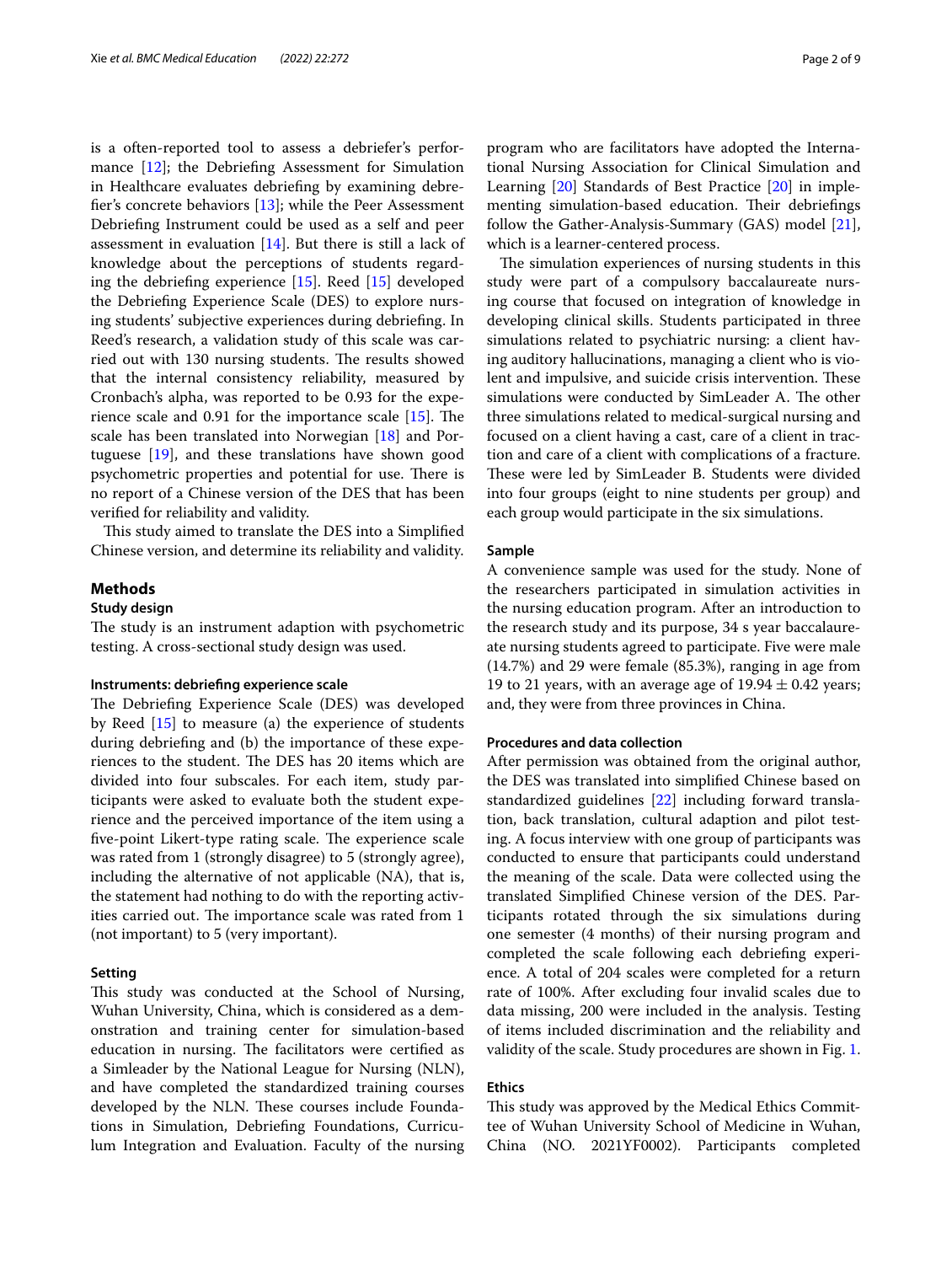is a often-reported tool to assess a debriefer's performance [12]; the Debriefing Assessment for Simulation in Healthcare evaluates debriefing by examining debrefier's concrete behaviors [13]; while the Peer Assessment Debriefing Instrument could be used as a self and peer assessment in evaluation [14]. But there is still a lack of knowledge about the perceptions of students regarding the debriefing experience [15]. Reed [15] developed the Debriefing Experience Scale (DES) to explore nursing students' subjective experiences during debriefing. In Reed's research, a validation study of this scale was carried out with 130 nursing students. The results showed that the internal consistency reliability, measured by Cronbach's alpha, was reported to be 0.93 for the experience scale and 0.91 for the importance scale [15]. The scale has been translated into Norwegian [18] and Portuguese [19], and these translations have shown good psychometric properties and potential for use. There is no report of a Chinese version of the DES that has been verified for reliability and validity.

This study aimed to translate the DES into a Simplified Chinese version, and determine its reliability and validity.

## Methods

### Study design

The study is an instrument adaption with psychometric testing. A cross-sectional study design was used.

#### Instruments: debriefing experience scale

The Debriefing Experience Scale (DES) was developed by Reed [15] to measure (a) the experience of students during debriefing and (b) the importance of these experiences to the student. The DES has 20 items which are divided into four subscales. For each item, study participants were asked to evaluate both the student experience and the perceived importance of the item using a five-point Likert-type rating scale. The experience scale was rated from 1 (strongly disagree) to 5 (strongly agree), including the alternative of not applicable (NA), that is, the statement had nothing to do with the reporting activities carried out. The importance scale was rated from 1 (not important) to 5 (very important).

### Setting

This study was conducted at the School of Nursing, Wuhan University, China, which is considered as a demonstration and training center for simulation-based education in nursing. The facilitators were certified as a Simleader by the National League for Nursing (NLN), and have completed the standardized training courses developed by the NLN. These courses include Foundations in Simulation, Debriefing Foundations, Curriculum Integration and Evaluation. Faculty of the nursing program who are facilitators have adopted the International Nursing Association for Clinical Simulation and Learning [20] Standards of Best Practice [20] in implementing simulation-based education. Their debriefings follow the Gather-Analysis-Summary (GAS) model [21], which is a learner-centered process.

The simulation experiences of nursing students in this study were part of a compulsory baccalaureate nursing course that focused on integration of knowledge in developing clinical skills. Students participated in three simulations related to psychiatric nursing: a client having auditory hallucinations, managing a client who is violent and impulsive, and suicide crisis intervention. These simulations were conducted by SimLeader A. The other three simulations related to medical-surgical nursing and focused on a client having a cast, care of a client in traction and care of a client with complications of a fracture. These were led by SimLeader B. Students were divided into four groups (eight to nine students per group) and each group would participate in the six simulations.

### Sample

A convenience sample was used for the study. None of the researchers participated in simulation activities in the nursing education program. After an introduction to the research study and its purpose, 34 s year baccalaureate nursing students agreed to participate. Five were male (14.7%) and 29 were female (85.3%), ranging in age from 19 to 21 years, with an average age of $19.94 \pm 0.42$ years; and, they were from three provinces in China.

### Procedures and data collection

After permission was obtained from the original author, the DES was translated into simplified Chinese based on standardized guidelines [22] including forward translation, back translation, cultural adaption and pilot testing. A focus interview with one group of participants was conducted to ensure that participants could understand the meaning of the scale. Data were collected using the translated Simplified Chinese version of the DES. Participants rotated through the six simulations during one semester (4 months) of their nursing program and completed the scale following each debriefing experience. A total of 204 scales were completed for a return rate of 100%. After excluding four invalid scales due to data missing, 200 were included in the analysis. Testing of items included discrimination and the reliability and validity of the scale. Study procedures are shown in Fig. 1.

### Ethics

This study was approved by the Medical Ethics Committee of Wuhan University School of Medicine in Wuhan, China (NO. 2021YF0002). Participants completed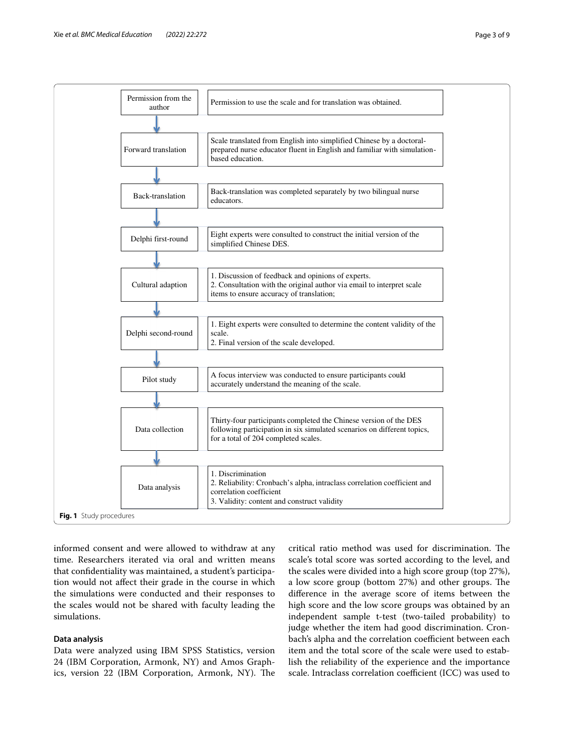| Step | Description |
| --- | --- |
| Permission from the author | Permission to use the scale and for translation was obtained. |
| Forward translation | Scale translated from English into simplified Chinese by a doctoral-prepared nurse educator fluent in English and familiar with simulation-based education. |
| Back-translation | Back-translation was completed separately by two bilingual nurse educators. |
| Delphi first-round | Eight experts were consulted to construct the initial version of the simplified Chinese DES. |
| Cultural adaption | 1. Discussion of feedback and opinions of experts.<br>2. Consultation with the original author via email to interpret scale items to ensure accuracy of translation; |
| Delphi second-round | 1. Eight experts were consulted to determine the content validity of the scale.<br>2. Final version of the scale developed. |
| Pilot study | A focus interview was conducted to ensure participants could accurately understand the meaning of the scale. |
| Data collection | Thirty-four participants completed the Chinese version of the DES following participation in six simulated scenarios on different topics, for a total of 204 completed scales. |
| Data analysis | 1. Discrimination<br>2. Reliability: Cronbach's alpha, intraclass correlation coefficient and correlation coefficient<br>3. Validity: content and construct validity |

**Fig. 1** Study procedures

informed consent and were allowed to withdraw at any time. Researchers iterated via oral and written means that confidentiality was maintained, a student's participation would not affect their grade in the course in which the simulations were conducted and their responses to the scales would not be shared with faculty leading the simulations.

### Data analysis

Data were analyzed using IBM SPSS Statistics, version 24 (IBM Corporation, Armonk, NY) and Amos Graphics, version 22 (IBM Corporation, Armonk, NY). The critical ratio method was used for discrimination. The scale's total score was sorted according to the level, and the scales were divided into a high score group (top 27%), a low score group (bottom 27%) and other groups. The difference in the average score of items between the high score and the low score groups was obtained by an independent sample t-test (two-tailed probability) to judge whether the item had good discrimination. Cronbach's alpha and the correlation coefficient between each item and the total score of the scale were used to establish the reliability of the experience and the importance scale. Intraclass correlation coefficient (ICC) was used to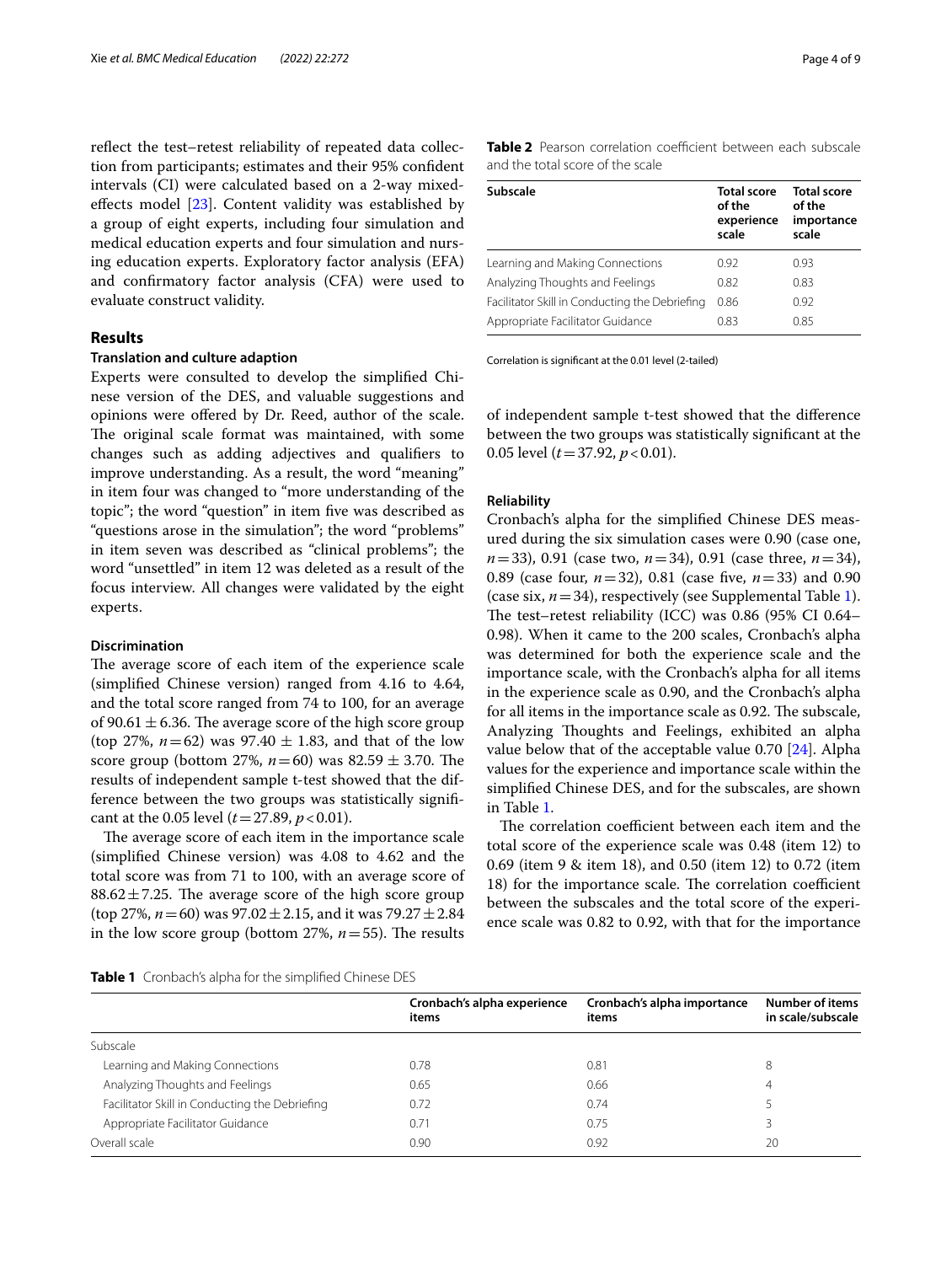reflect the test–retest reliability of repeated data collection from participants; estimates and their 95% confident intervals (CI) were calculated based on a 2-way mixed-effects model [23]. Content validity was established by a group of eight experts, including four simulation and medical education experts and four simulation and nursing education experts. Exploratory factor analysis (EFA) and confirmatory factor analysis (CFA) were used to evaluate construct validity.

## Results

### Translation and culture adaption

Experts were consulted to develop the simplified Chinese version of the DES, and valuable suggestions and opinions were offered by Dr. Reed, author of the scale. The original scale format was maintained, with some changes such as adding adjectives and qualifiers to improve understanding. As a result, the word "meaning" in item four was changed to "more understanding of the topic"; the word "question" in item five was described as "questions arose in the simulation"; the word "problems" in item seven was described as "clinical problems"; the word "unsettled" in item 12 was deleted as a result of the focus interview. All changes were validated by the eight experts.

### Discrimination

The average score of each item of the experience scale (simplified Chinese version) ranged from 4.16 to 4.64, and the total score ranged from 74 to 100, for an average of $90.61 \pm 6.36$. The average score of the high score group (top 27%, $n = 62$) was $97.40 \pm 1.83$, and that of the low score group (bottom 27%, $n = 60$) was $82.59 \pm 3.70$. The results of independent sample t-test showed that the difference between the two groups was statistically significant at the 0.05 level ($t = 27.89$, $p < 0.01$).

The average score of each item in the importance scale (simplified Chinese version) was 4.08 to 4.62 and the total score was from 71 to 100, with an average score of $88.62 \pm 7.25$. The average score of the high score group (top 27%, $n = 60$) was $97.02 \pm 2.15$, and it was $79.27 \pm 2.84$ in the low score group (bottom 27%, $n = 55$). The results of independent sample t-test showed that the difference between the two groups was statistically significant at the 0.05 level ($t = 37.92$, $p < 0.01$).

### Reliability

Cronbach's alpha for the simplified Chinese DES measured during the six simulation cases were 0.90 (case one, $n = 33$), 0.91 (case two, $n = 34$), 0.91 (case three, $n = 34$), 0.89 (case four, $n = 32$), 0.81 (case five, $n = 33$) and 0.90 (case six, $n = 34$), respectively (see Supplemental Table 1). The test–retest reliability (ICC) was 0.86 (95% CI 0.64–0.98). When it came to the 200 scales, Cronbach's alpha was determined for both the experience scale and the importance scale, with the Cronbach's alpha for all items in the experience scale as 0.90, and the Cronbach's alpha for all items in the importance scale as 0.92. The subscale, Analyzing Thoughts and Feelings, exhibited an alpha value below that of the acceptable value 0.70 [24]. Alpha values for the experience and importance scale within the simplified Chinese DES, and for the subscales, are shown in Table 1.

The correlation coefficient between each item and the total score of the experience scale was 0.48 (item 12) to 0.69 (item 9 & item 18), and 0.50 (item 12) to 0.72 (item 18) for the importance scale. The correlation coefficient between the subscales and the total score of the experience scale was 0.82 to 0.92, with that for the importance

**Table 2** Pearson correlation coefficient between each subscale and the total score of the scale

| Subscale | Total score of the experience scale | Total score of the importance scale |
|---|---|---|
| Learning and Making Connections | 0.92 | 0.93 |
| Analyzing Thoughts and Feelings | 0.82 | 0.83 |
| Facilitator Skill in Conducting the Debriefing | 0.86 | 0.92 |
| Appropriate Facilitator Guidance | 0.83 | 0.85 |

Correlation is significant at the 0.01 level (2-tailed)

**Table 1** Cronbach's alpha for the simplified Chinese DES

| | Cronbach's alpha experience items | Cronbach's alpha importance items | Number of items in scale/subscale |
|---|---|---|---|
| Subscale | | | |
| Learning and Making Connections | 0.78 | 0.81 | 8 |
| Analyzing Thoughts and Feelings | 0.65 | 0.66 | 4 |
| Facilitator Skill in Conducting the Debriefing | 0.72 | 0.74 | 5 |
| Appropriate Facilitator Guidance | 0.71 | 0.75 | 3 |
| Overall scale | 0.90 | 0.92 | 20 |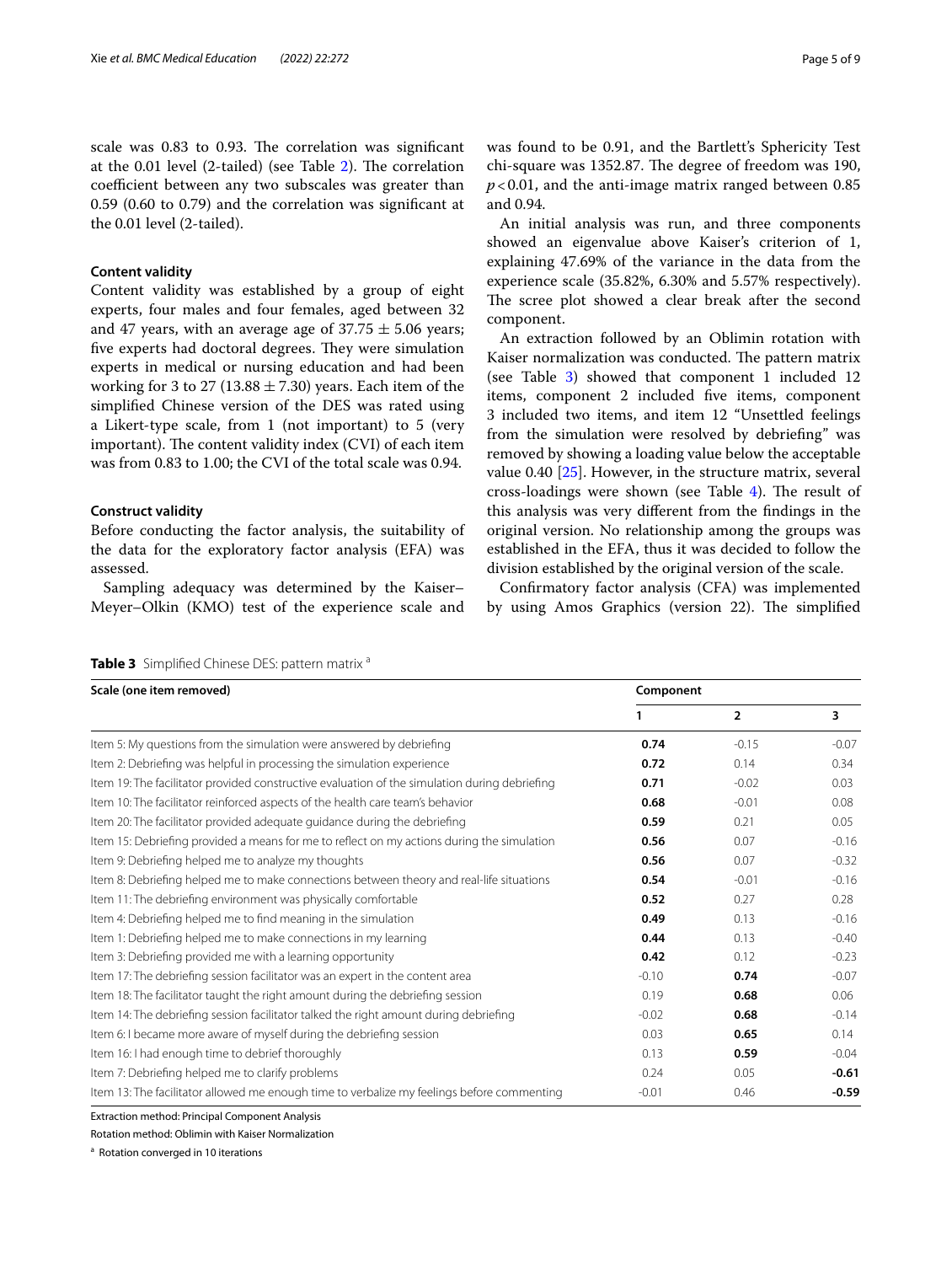scale was 0.83 to 0.93. The correlation was significant at the 0.01 level (2-tailed) (see Table 2). The correlation coefficient between any two subscales was greater than 0.59 (0.60 to 0.79) and the correlation was significant at the 0.01 level (2-tailed).

### Content validity

Content validity was established by a group of eight experts, four males and four females, aged between 32 and 47 years, with an average age of $37.75 \pm 5.06$ years; five experts had doctoral degrees. They were simulation experts in medical or nursing education and had been working for 3 to 27 ($13.88 \pm 7.30$) years. Each item of the simplified Chinese version of the DES was rated using a Likert-type scale, from 1 (not important) to 5 (very important). The content validity index (CVI) of each item was from 0.83 to 1.00; the CVI of the total scale was 0.94.

### Construct validity

Before conducting the factor analysis, the suitability of the data for the exploratory factor analysis (EFA) was assessed.

Sampling adequacy was determined by the Kaiser–Meyer–Olkin (KMO) test of the experience scale and was found to be 0.91, and the Bartlett's Sphericity Test chi-square was 1352.87. The degree of freedom was 190, $p < 0.01$, and the anti-image matrix ranged between 0.85 and 0.94.

An initial analysis was run, and three components showed an eigenvalue above Kaiser's criterion of 1, explaining 47.69% of the variance in the data from the experience scale (35.82%, 6.30% and 5.57% respectively). The scree plot showed a clear break after the second component.

An extraction followed by an Oblimin rotation with Kaiser normalization was conducted. The pattern matrix (see Table 3) showed that component 1 included 12 items, component 2 included five items, component 3 included two items, and item 12 "Unsettled feelings from the simulation were resolved by debriefing" was removed by showing a loading value below the acceptable value 0.40 [25]. However, in the structure matrix, several cross-loadings were shown (see Table 4). The result of this analysis was very different from the findings in the original version. No relationship among the groups was established in the EFA, thus it was decided to follow the division established by the original version of the scale.

Confirmatory factor analysis (CFA) was implemented by using Amos Graphics (version 22). The simplified

**Table 3** Simplified Chinese DES: pattern matrix [a]

| Scale (one item removed) | Component | | |
|---|---|---|---|
| | 1 | 2 | 3 |
| Item 5: My questions from the simulation were answered by debriefing | **0.74** | -0.15 | -0.07 |
| Item 2: Debriefing was helpful in processing the simulation experience | **0.72** | 0.14 | 0.34 |
| Item 19: The facilitator provided constructive evaluation of the simulation during debriefing | **0.71** | -0.02 | 0.03 |
| Item 10: The facilitator reinforced aspects of the health care team's behavior | **0.68** | -0.01 | 0.08 |
| Item 20: The facilitator provided adequate guidance during the debriefing | **0.59** | 0.21 | 0.05 |
| Item 15: Debriefing provided a means for me to reflect on my actions during the simulation | **0.56** | 0.07 | -0.16 |
| Item 9: Debriefing helped me to analyze my thoughts | **0.56** | 0.07 | -0.32 |
| Item 8: Debriefing helped me to make connections between theory and real-life situations | **0.54** | -0.01 | -0.16 |
| Item 11: The debriefing environment was physically comfortable | **0.52** | 0.27 | 0.28 |
| Item 4: Debriefing helped me to find meaning in the simulation | **0.49** | 0.13 | -0.16 |
| Item 1: Debriefing helped me to make connections in my learning | **0.44** | 0.13 | -0.40 |
| Item 3: Debriefing provided me with a learning opportunity | **0.42** | 0.12 | -0.23 |
| Item 17: The debriefing session facilitator was an expert in the content area | -0.10 | **0.74** | -0.07 |
| Item 18: The facilitator taught the right amount during the debriefing session | 0.19 | **0.68** | 0.06 |
| Item 14: The debriefing session facilitator talked the right amount during debriefing | -0.02 | **0.68** | -0.14 |
| Item 6: I became more aware of myself during the debriefing session | 0.03 | **0.65** | 0.14 |
| Item 16: I had enough time to debrief thoroughly | 0.13 | **0.59** | -0.04 |
| Item 7: Debriefing helped me to clarify problems | 0.24 | 0.05 | **-0.61** |
| Item 13: The facilitator allowed me enough time to verbalize my feelings before commenting | -0.01 | 0.46 | **-0.59** |

Extraction method: Principal Component Analysis

Rotation method: Oblimin with Kaiser Normalization

[a] Rotation converged in 10 iterations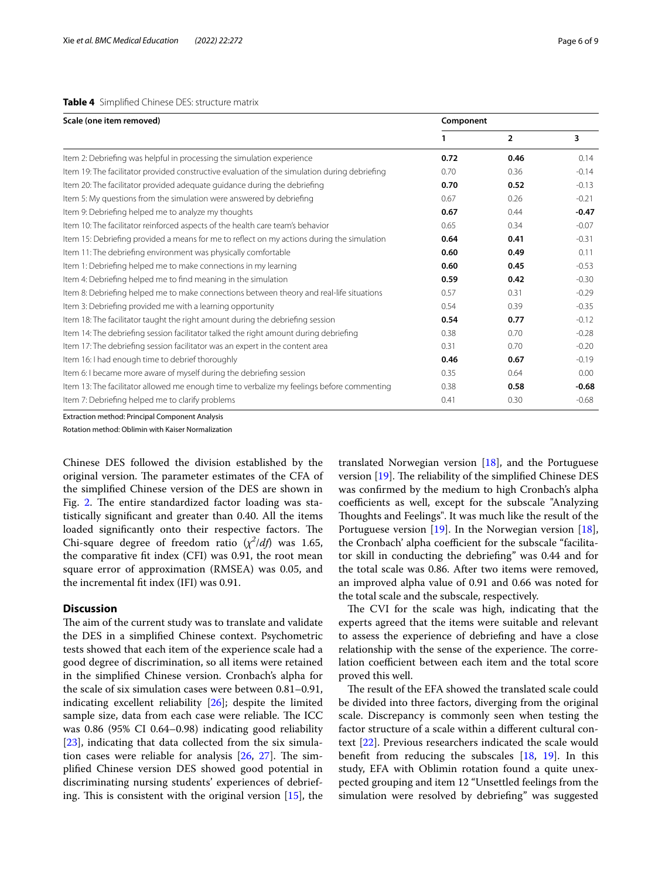**Table 4** Simplified Chinese DES: structure matrix

| Scale (one item removed) | Component | | |
|---|---|---|---|
| | 1 | 2 | 3 |
| Item 2: Debriefing was helpful in processing the simulation experience | **0.72** | **0.46** | 0.14 |
| Item 19: The facilitator provided constructive evaluation of the simulation during debriefing | 0.70 | 0.36 | -0.14 |
| Item 20: The facilitator provided adequate guidance during the debriefing | **0.70** | **0.52** | -0.13 |
| Item 5: My questions from the simulation were answered by debriefing | 0.67 | 0.26 | -0.21 |
| Item 9: Debriefing helped me to analyze my thoughts | **0.67** | 0.44 | **-0.47** |
| Item 10: The facilitator reinforced aspects of the health care team's behavior | 0.65 | 0.34 | -0.07 |
| Item 15: Debriefing provided a means for me to reflect on my actions during the simulation | **0.64** | **0.41** | -0.31 |
| Item 11: The debriefing environment was physically comfortable | **0.60** | **0.49** | 0.11 |
| Item 1: Debriefing helped me to make connections in my learning | **0.60** | **0.45** | -0.53 |
| Item 4: Debriefing helped me to find meaning in the simulation | **0.59** | **0.42** | -0.30 |
| Item 8: Debriefing helped me to make connections between theory and real-life situations | 0.57 | 0.31 | -0.29 |
| Item 3: Debriefing provided me with a learning opportunity | 0.54 | 0.39 | -0.35 |
| Item 18: The facilitator taught the right amount during the debriefing session | **0.54** | **0.77** | -0.12 |
| Item 14: The debriefing session facilitator talked the right amount during debriefing | 0.38 | 0.70 | -0.28 |
| Item 17: The debriefing session facilitator was an expert in the content area | 0.31 | 0.70 | -0.20 |
| Item 16: I had enough time to debrief thoroughly | **0.46** | **0.67** | -0.19 |
| Item 6: I became more aware of myself during the debriefing session | 0.35 | 0.64 | 0.00 |
| Item 13: The facilitator allowed me enough time to verbalize my feelings before commenting | 0.38 | **0.58** | **-0.68** |
| Item 7: Debriefing helped me to clarify problems | 0.41 | 0.30 | -0.68 |

Extraction method: Principal Component Analysis

Rotation method: Oblimin with Kaiser Normalization

Chinese DES followed the division established by the original version. The parameter estimates of the CFA of the simplified Chinese version of the DES are shown in Fig. 2. The entire standardized factor loading was statistically significant and greater than 0.40. All the items loaded significantly onto their respective factors. The Chi-square degree of freedom ratio ($\chi^2/df$) was 1.65, the comparative fit index (CFI) was 0.91, the root mean square error of approximation (RMSEA) was 0.05, and the incremental fit index (IFI) was 0.91.

## Discussion

The aim of the current study was to translate and validate the DES in a simplified Chinese context. Psychometric tests showed that each item of the experience scale had a good degree of discrimination, so all items were retained in the simplified Chinese version. Cronbach's alpha for the scale of six simulation cases were between 0.81–0.91, indicating excellent reliability [26]; despite the limited sample size, data from each case were reliable. The ICC was 0.86 (95% CI 0.64–0.98) indicating good reliability [23], indicating that data collected from the six simulation cases were reliable for analysis [26, 27]. The simplified Chinese version DES showed good potential in discriminating nursing students' experiences of debriefing. This is consistent with the original version [15], the translated Norwegian version [18], and the Portuguese version [19]. The reliability of the simplified Chinese DES was confirmed by the medium to high Cronbach's alpha coefficients as well, except for the subscale "Analyzing Thoughts and Feelings". It was much like the result of the Portuguese version [19]. In the Norwegian version [18], the Cronbach' alpha coefficient for the subscale "facilitator skill in conducting the debriefing" was 0.44 and for the total scale was 0.86. After two items were removed, an improved alpha value of 0.91 and 0.66 was noted for the total scale and the subscale, respectively.

The CVI for the scale was high, indicating that the experts agreed that the items were suitable and relevant to assess the experience of debriefing and have a close relationship with the sense of the experience. The correlation coefficient between each item and the total score proved this well.

The result of the EFA showed the translated scale could be divided into three factors, diverging from the original scale. Discrepancy is commonly seen when testing the factor structure of a scale within a different cultural context [22]. Previous researchers indicated the scale would benefit from reducing the subscales [18, 19]. In this study, EFA with Oblimin rotation found a quite unexpected grouping and item 12 "Unsettled feelings from the simulation were resolved by debriefing" was suggested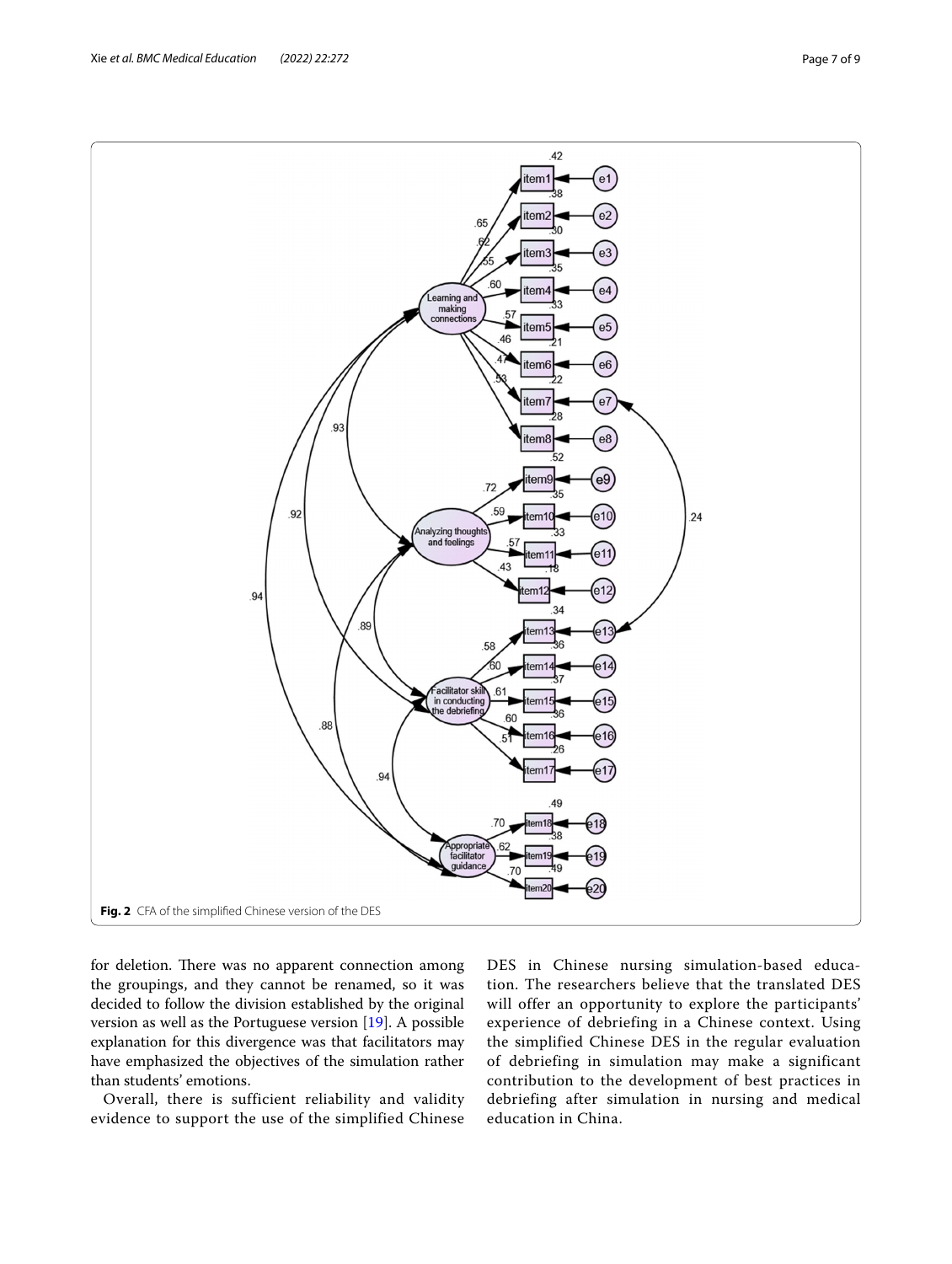Fig. 2 CFA of the simplified Chinese version of the DES

for deletion. There was no apparent connection among the groupings, and they cannot be renamed, so it was decided to follow the division established by the original version as well as the Portuguese version [19]. A possible explanation for this divergence was that facilitators may have emphasized the objectives of the simulation rather than students' emotions.

Overall, there is sufficient reliability and validity evidence to support the use of the simplified Chinese DES in Chinese nursing simulation-based education. The researchers believe that the translated DES will offer an opportunity to explore the participants' experience of debriefing in a Chinese context. Using the simplified Chinese DES in the regular evaluation of debriefing in simulation may make a significant contribution to the development of best practices in debriefing after simulation in nursing and medical education in China.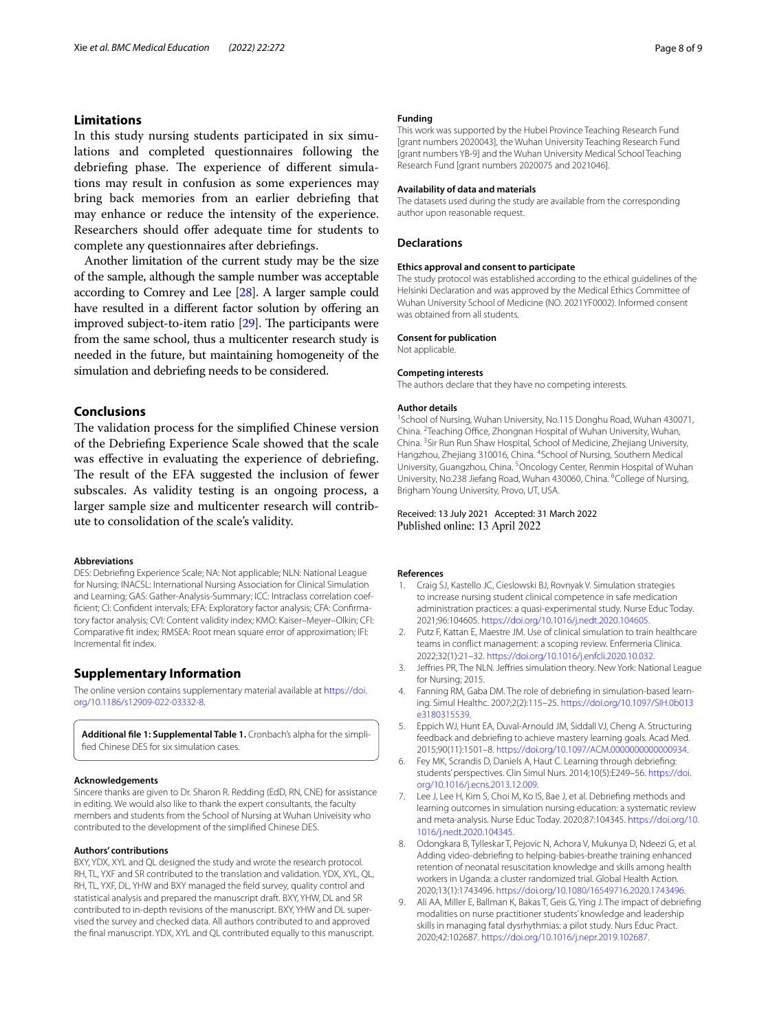## Limitations

In this study nursing students participated in six simulations and completed questionnaires following the debriefing phase. The experience of different simulations may result in confusion as some experiences may bring back memories from an earlier debriefing that may enhance or reduce the intensity of the experience. Researchers should offer adequate time for students to complete any questionnaires after debriefings.

Another limitation of the current study may be the size of the sample, although the sample number was acceptable according to Comrey and Lee [28]. A larger sample could have resulted in a different factor solution by offering an improved subject-to-item ratio [29]. The participants were from the same school, thus a multicenter research study is needed in the future, but maintaining homogeneity of the simulation and debriefing needs to be considered.

## Conclusions

The validation process for the simplified Chinese version of the Debriefing Experience Scale showed that the scale was effective in evaluating the experience of debriefing. The result of the EFA suggested the inclusion of fewer subscales. As validity testing is an ongoing process, a larger sample size and multicenter research will contribute to consolidation of the scale's validity.

#### Abbreviations

DES: Debriefing Experience Scale; NA: Not applicable; NLN: National League for Nursing; INACSL: International Nursing Association for Clinical Simulation and Learning; GAS: Gather-Analysis-Summary; ICC: Intraclass correlation coefficient; CI: Confident intervals; EFA: Exploratory factor analysis; CFA: Confirmatory factor analysis; CVI: Content validity index; KMO: Kaiser–Meyer–Olkin; CFI: Comparative fit index; RMSEA: Root mean square error of approximation; IFI: Incremental fit index.

## Supplementary Information

The online version contains supplementary material available at https://doi.org/10.1186/s12909-022-03332-8.

**Additional file 1: Supplemental Table 1.** Cronbach's alpha for the simplified Chinese DES for six simulation cases.

#### Acknowledgements

Sincere thanks are given to Dr. Sharon R. Redding (EdD, RN, CNE) for assistance in editing. We would also like to thank the expert consultants, the faculty members and students from the School of Nursing at Wuhan Univeisity who contributed to the development of the simplified Chinese DES.

#### Authors' contributions

BXY, YDX, XYL and QL designed the study and wrote the research protocol. RH, TL, YXF and SR contributed to the translation and validation. YDX, XYL, QL, RH, TL, YXF, DL, YHW and BXY managed the field survey, quality control and statistical analysis and prepared the manuscript draft. BXY, YHW, DL and SR contributed to in-depth revisions of the manuscript. BXY, YHW and DL supervised the survey and checked data. All authors contributed to and approved the final manuscript. YDX, XYL and QL contributed equally to this manuscript.

#### Funding

This work was supported by the Hubei Province Teaching Research Fund [grant numbers 2020043], the Wuhan University Teaching Research Fund [grant numbers YB-9] and the Wuhan University Medical School Teaching Research Fund [grant numbers 2020075 and 2021046].

#### Availability of data and materials

The datasets used during the study are available from the corresponding author upon reasonable request.

## Declarations

#### Ethics approval and consent to participate

The study protocol was established according to the ethical guidelines of the Helsinki Declaration and was approved by the Medical Ethics Committee of Wuhan University School of Medicine (NO. 2021YF0002). Informed consent was obtained from all students.

#### Consent for publication

Not applicable.

#### Competing interests

The authors declare that they have no competing interests.

#### Author details

[1]School of Nursing, Wuhan University, No.115 Donghu Road, Wuhan 430071, China. [2]Teaching Office, Zhongnan Hospital of Wuhan University, Wuhan, China. [3]Sir Run Run Shaw Hospital, School of Medicine, Zhejiang University, Hangzhou, Zhejiang 310016, China. [4]School of Nursing, Southern Medical University, Guangzhou, China. [5]Oncology Center, Renmin Hospital of Wuhan University, No.238 Jiefang Road, Wuhan 430060, China. [6]College of Nursing, Brigham Young University, Provo, UT, USA.

Received: 13 July 2021 Accepted: 31 March 2022
Published online: 13 April 2022

#### References

1. Craig SJ, Kastello JC, Cieslowski BJ, Rovnyak V. Simulation strategies to increase nursing student clinical competence in safe medication administration practices: a quasi-experimental study. Nurse Educ Today. 2021;96:104605. https://doi.org/10.1016/j.nedt.2020.104605.
2. Putz F, Kattan E, Maestre JM. Use of clinical simulation to train healthcare teams in conflict management: a scoping review. Enfermeria Clinica. 2022;32(1):21–32. https://doi.org/10.1016/j.enfcli.2020.10.032.
3. Jeffries PR, The NLN. Jeffries simulation theory. New York: National League for Nursing; 2015.
4. Fanning RM, Gaba DM. The role of debriefing in simulation-based learning. Simul Healthc. 2007;2(2):115–25. https://doi.org/10.1097/SIH.0b013e3180315539.
5. Eppich WJ, Hunt EA, Duval-Arnould JM, Siddall VJ, Cheng A. Structuring feedback and debriefing to achieve mastery learning goals. Acad Med. 2015;90(11):1501–8. https://doi.org/10.1097/ACM.0000000000000934.
6. Fey MK, Scrandis D, Daniels A, Haut C. Learning through debriefing: students' perspectives. Clin Simul Nurs. 2014;10(5):E249–56. https://doi.org/10.1016/j.ecns.2013.12.009.
7. Lee J, Lee H, Kim S, Choi M, Ko IS, Bae J, et al. Debriefing methods and learning outcomes in simulation nursing education: a systematic review and meta-analysis. Nurse Educ Today. 2020;87:104345. https://doi.org/10.1016/j.nedt.2020.104345.
8. Odongkara B, Tylleskar T, Pejovic N, Achora V, Mukunya D, Ndeezi G, et al. Adding video-debriefing to helping-babies-breathe training enhanced retention of neonatal resuscitation knowledge and skills among health workers in Uganda: a cluster randomized trial. Global Health Action. 2020;13(1):1743496. https://doi.org/10.1080/16549716.2020.1743496.
9. Ali AA, Miller E, Ballman K, Bakas T, Geis G, Ying J. The impact of debriefing modalities on nurse practitioner students' knowledge and leadership skills in managing fatal dysrhythmias: a pilot study. Nurs Educ Pract. 2020;42:102687. https://doi.org/10.1016/j.nepr.2019.102687.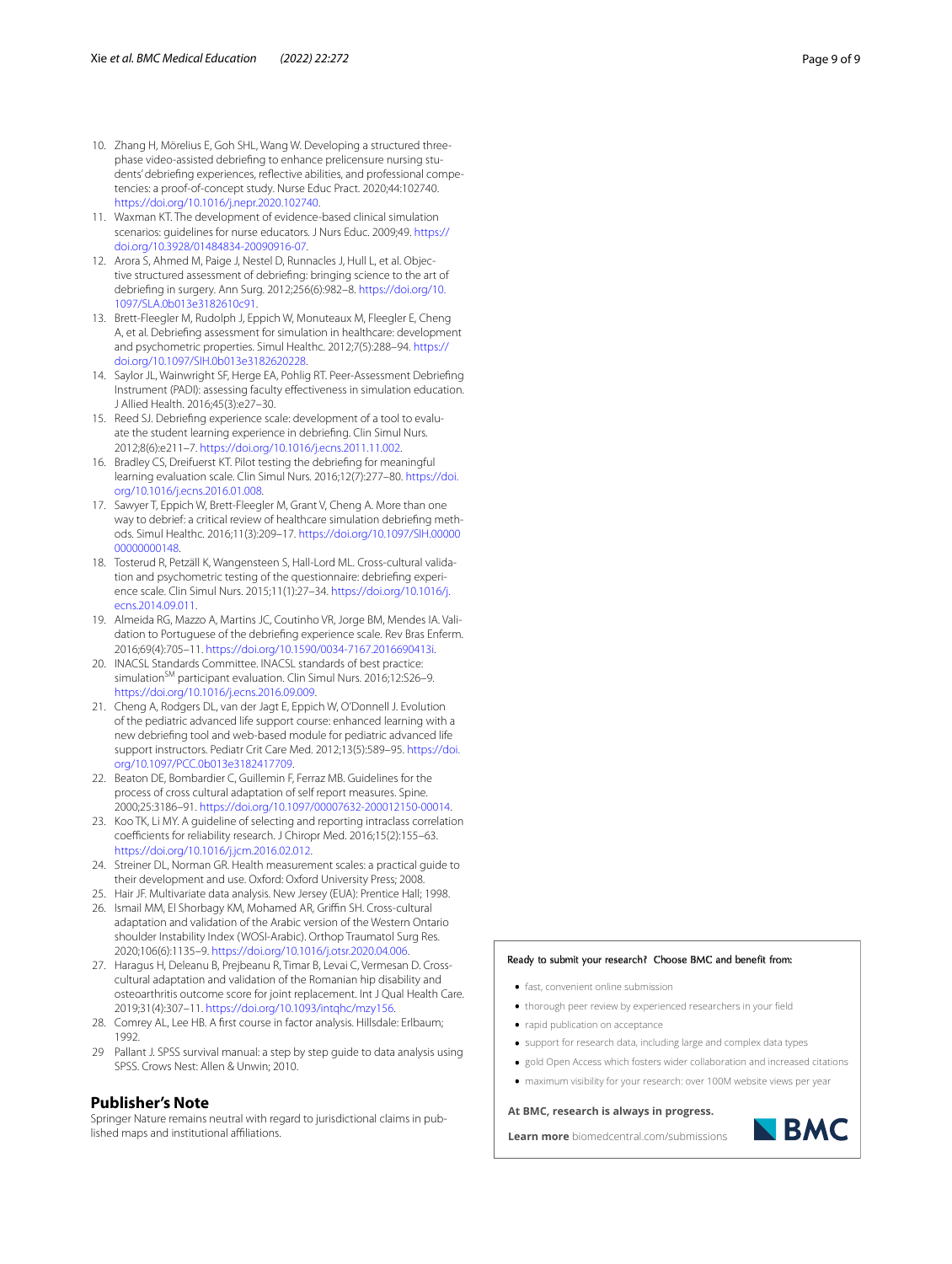10. Zhang H, Mörelius E, Goh SHL, Wang W. Developing a structured three-phase video-assisted debriefing to enhance prelicensure nursing students' debriefing experiences, reflective abilities, and professional competencies: a proof-of-concept study. Nurse Educ Pract. 2020;44:102740. https://doi.org/10.1016/j.nepr.2020.102740.
11. Waxman KT. The development of evidence-based clinical simulation scenarios: guidelines for nurse educators. J Nurs Educ. 2009;49. https://doi.org/10.3928/01484834-20090916-07.
12. Arora S, Ahmed M, Paige J, Nestel D, Runnacles J, Hull L, et al. Objective structured assessment of debriefing: bringing science to the art of debriefing in surgery. Ann Surg. 2012;256(6):982–8. https://doi.org/10.1097/SLA.0b013e3182610c91.
13. Brett-Fleegler M, Rudolph J, Eppich W, Monuteaux M, Fleegler E, Cheng A, et al. Debriefing assessment for simulation in healthcare: development and psychometric properties. Simul Healthc. 2012;7(5):288–94. https://doi.org/10.1097/SIH.0b013e3182620228.
14. Saylor JL, Wainwright SF, Herge EA, Pohlig RT. Peer-Assessment Debriefing Instrument (PADI): assessing faculty effectiveness in simulation education. J Allied Health. 2016;45(3):e27–30.
15. Reed SJ. Debriefing experience scale: development of a tool to evaluate the student learning experience in debriefing. Clin Simul Nurs. 2012;8(6):e211–7. https://doi.org/10.1016/j.ecns.2011.11.002.
16. Bradley CS, Dreifuerst KT. Pilot testing the debriefing for meaningful learning evaluation scale. Clin Simul Nurs. 2016;12(7):277–80. https://doi.org/10.1016/j.ecns.2016.01.008.
17. Sawyer T, Eppich W, Brett-Fleegler M, Grant V, Cheng A. More than one way to debrief: a critical review of healthcare simulation debriefing methods. Simul Healthc. 2016;11(3):209–17. https://doi.org/10.1097/SIH.0000000000000148.
18. Tosterud R, Petzäll K, Wangensteen S, Hall-Lord ML. Cross-cultural validation and psychometric testing of the questionnaire: debriefing experience scale. Clin Simul Nurs. 2015;11(1):27–34. https://doi.org/10.1016/j.ecns.2014.09.011.
19. Almeida RG, Mazzo A, Martins JC, Coutinho VR, Jorge BM, Mendes IA. Validation to Portuguese of the debriefing experience scale. Rev Bras Enferm. 2016;69(4):705–11. https://doi.org/10.1590/0034-7167.2016690413i.
20. INACSL Standards Committee. INACSL standards of best practice: simulation[SM] participant evaluation. Clin Simul Nurs. 2016;12:S26–9. https://doi.org/10.1016/j.ecns.2016.09.009.
21. Cheng A, Rodgers DL, van der Jagt E, Eppich W, O'Donnell J. Evolution of the pediatric advanced life support course: enhanced learning with a new debriefing tool and web-based module for pediatric advanced life support instructors. Pediatr Crit Care Med. 2012;13(5):589–95. https://doi.org/10.1097/PCC.0b013e3182417709.
22. Beaton DE, Bombardier C, Guillemin F, Ferraz MB. Guidelines for the process of cross cultural adaptation of self report measures. Spine. 2000;25:3186–91. https://doi.org/10.1097/00007632-200012150-00014.
23. Koo TK, Li MY. A guideline of selecting and reporting intraclass correlation coefficients for reliability research. J Chiropr Med. 2016;15(2):155–63. https://doi.org/10.1016/j.jcm.2016.02.012.
24. Streiner DL, Norman GR. Health measurement scales: a practical guide to their development and use. Oxford: Oxford University Press; 2008.
25. Hair JF. Multivariate data analysis. New Jersey (EUA): Prentice Hall; 1998.
26. Ismail MM, El Shorbagy KM, Mohamed AR, Griffin SH. Cross-cultural adaptation and validation of the Arabic version of the Western Ontario shoulder Instability Index (WOSI-Arabic). Orthop Traumatol Surg Res. 2020;106(6):1135–9. https://doi.org/10.1016/j.otsr.2020.04.006.
27. Haragus H, Deleanu B, Prejbeanu R, Timar B, Levai C, Vermesan D. Cross-cultural adaptation and validation of the Romanian hip disability and osteoarthritis outcome score for joint replacement. Int J Qual Health Care. 2019;31(4):307–11. https://doi.org/10.1093/intqhc/mzy156.
28. Comrey AL, Lee HB. A first course in factor analysis. Hillsdale: Erlbaum; 1992.
29. Pallant J. SPSS survival manual: a step by step guide to data analysis using SPSS. Crows Nest: Allen & Unwin; 2010.

## Publisher's Note

Springer Nature remains neutral with regard to jurisdictional claims in published maps and institutional affiliations.

Ready to submit your research? Choose BMC and benefit from:

- fast, convenient online submission
- thorough peer review by experienced researchers in your field
- rapid publication on acceptance
- support for research data, including large and complex data types
- gold Open Access which fosters wider collaboration and increased citations
- maximum visibility for your research: over 100M website views per year

**At BMC, research is always in progress.**

**Learn more** biomedcentral.com/submissions

BMC